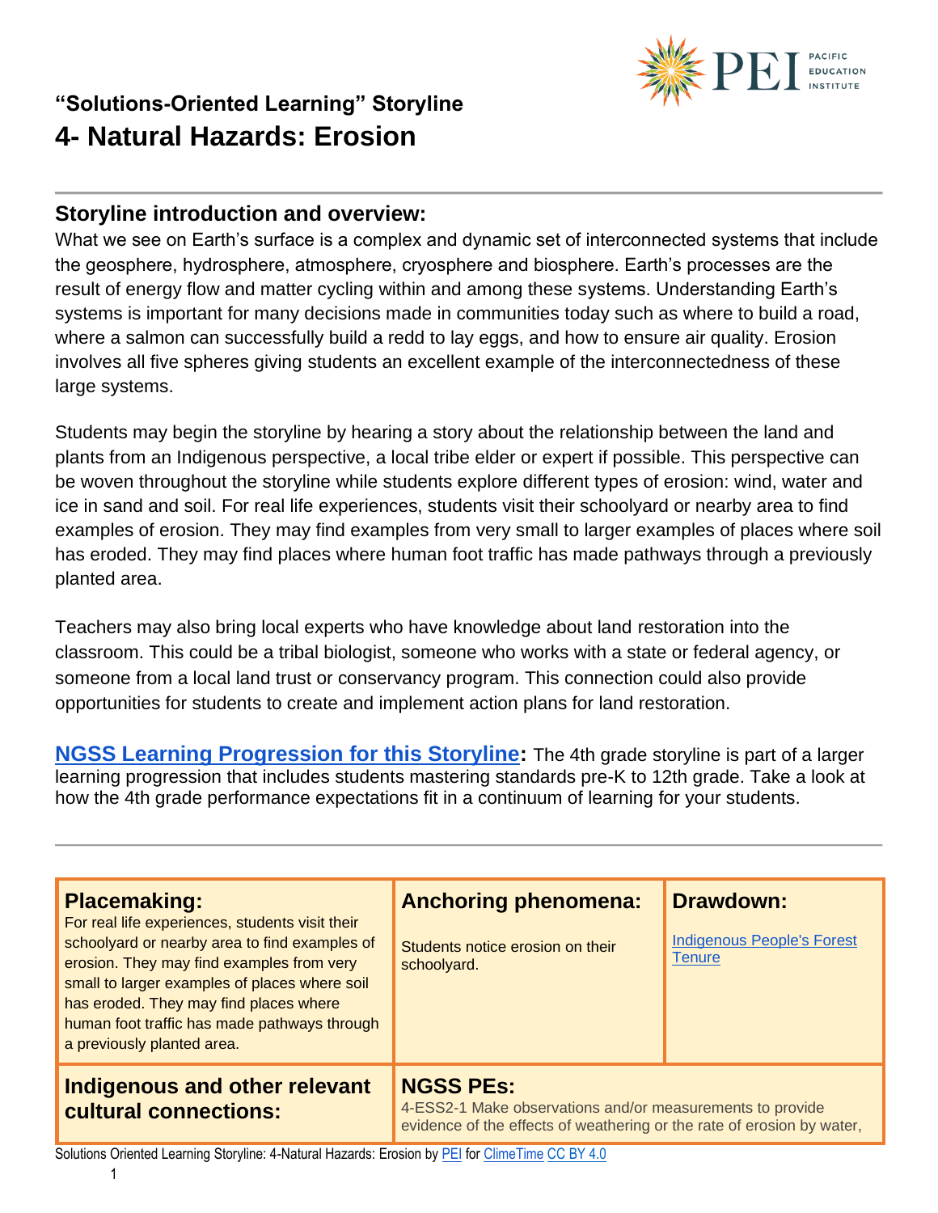## "Solutions-Oriented Learning" Storyline

# 4- Natural Hazards: Erosion

## Storyline introduction and overview:

What we see on Earth's surface is a complex and dynamic set of interconnected systems that include the geosphere, hydrosphere, atmosphere, cryosphere and biosphere. Earth's processes are the result of energy flow and matter cycling within and among these systems. Understanding Earth's systems is important for many decisions made in communities today such as where to build a road, where a salmon can successfully build a redd to lay eggs, and how to ensure air quality. Erosion involves all five spheres giving students an excellent example of the interconnectedness of these large systems.

Students may begin the storyline by hearing a story about the relationship between the land and plants from an Indigenous perspective, a local tribe elder or expert if possible. This perspective can be woven throughout the storyline while students explore different types of erosion: wind, water and ice in sand and soil. For real life experiences, students visit their schoolyard or nearby area to find examples of erosion. They may find examples from very small to larger examples of places where soil has eroded. They may find places where human foot traffic has made pathways through a previously planted area.

Teachers may also bring local experts who have knowledge about land restoration into the classroom. This could be a tribal biologist, someone who works with a state or federal agency, or someone from a local land trust or conservancy program. This connection could also provide opportunities for students to create and implement action plans for land restoration.

**NGSS Learning Progression for this Storyline:** The 4th grade storyline is part of a larger learning progression that includes students mastering standards pre-K to 12th grade. Take a look at how the 4th grade performance expectations fit in a continuum of learning for your students.

| **Placemaking:** | **Anchoring phenomena:** | **Drawdown:** |
|---|---|---|
| For real life experiences, students visit their schoolyard or nearby area to find examples of erosion. They may find examples from very small to larger examples of places where soil has eroded. They may find places where human foot traffic has made pathways through a previously planted area. | Students notice erosion on their schoolyard. | Indigenous People's Forest Tenure |
| **Indigenous and other relevant cultural connections:** | **NGSS PEs:** 4-ESS2-1 Make observations and/or measurements to provide evidence of the effects of weathering or the rate of erosion by water, | |

Solutions Oriented Learning Storyline: 4-Natural Hazards: Erosion by PEI for ClimeTime CC BY 4.0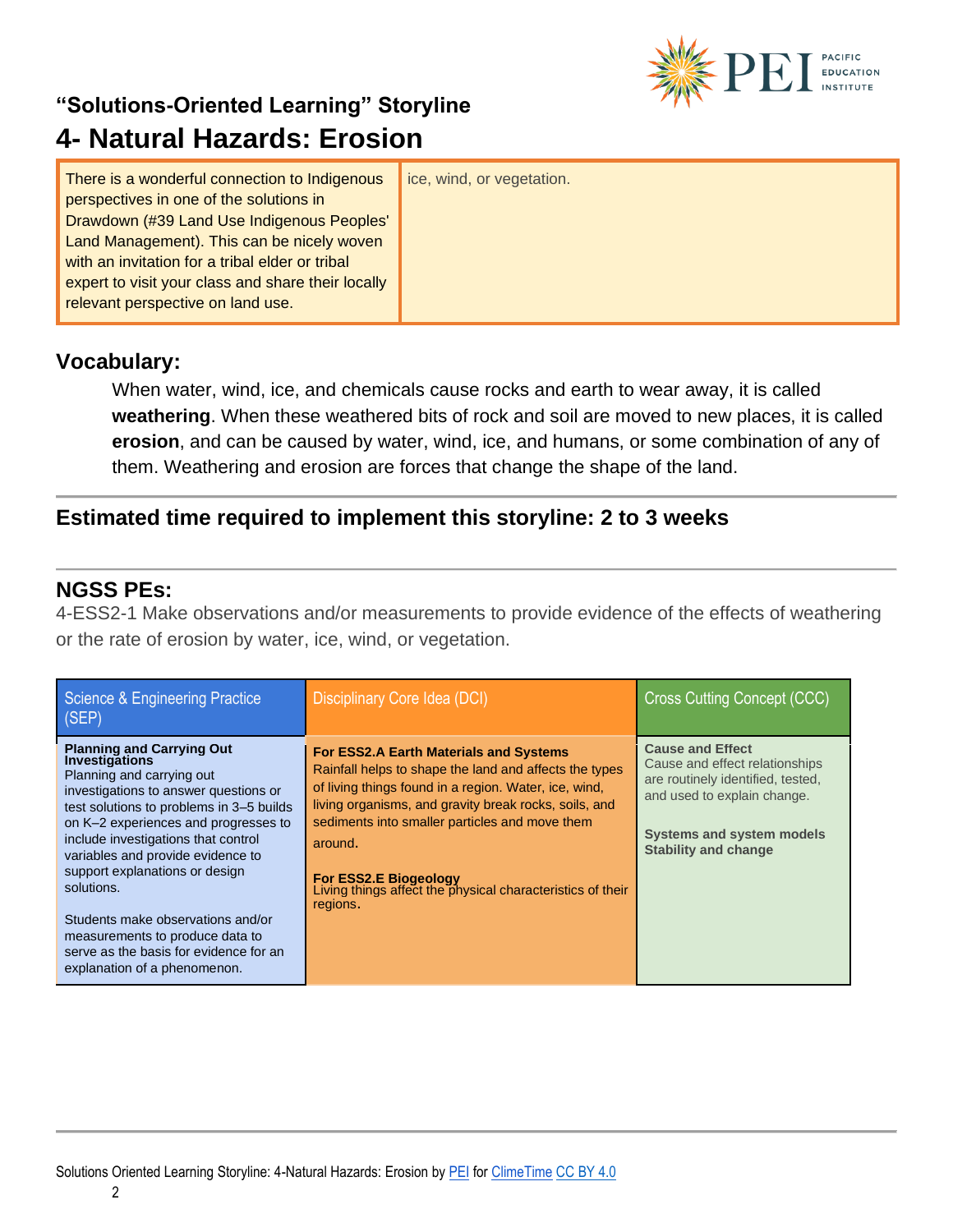## "Solutions-Oriented Learning" Storyline

# 4- Natural Hazards: Erosion

| There is a wonderful connection to Indigenous perspectives in one of the solutions in Drawdown (#39 Land Use Indigenous Peoples' Land Management). This can be nicely woven with an invitation for a tribal elder or tribal expert to visit your class and share their locally relevant perspective on land use. | ice, wind, or vegetation. |
|---|---|

## Vocabulary:

When water, wind, ice, and chemicals cause rocks and earth to wear away, it is called **weathering**. When these weathered bits of rock and soil are moved to new places, it is called **erosion**, and can be caused by water, wind, ice, and humans, or some combination of any of them. Weathering and erosion are forces that change the shape of the land.

---

## Estimated time required to implement this storyline: 2 to 3 weeks

---

## NGSS PEs:

4-ESS2-1 Make observations and/or measurements to provide evidence of the effects of weathering or the rate of erosion by water, ice, wind, or vegetation.

| Science & Engineering Practice (SEP) | Disciplinary Core Idea (DCI) | Cross Cutting Concept (CCC) |
|---|---|---|
| **Planning and Carrying Out Investigations**<br>Planning and carrying out investigations to answer questions or test solutions to problems in 3–5 builds on K–2 experiences and progresses to include investigations that control variables and provide evidence to support explanations or design solutions.<br><br>Students make observations and/or measurements to produce data to serve as the basis for evidence for an explanation of a phenomenon. | **For ESS2.A Earth Materials and Systems**<br>Rainfall helps to shape the land and affects the types of living things found in a region. Water, ice, wind, living organisms, and gravity break rocks, soils, and sediments into smaller particles and move them around.<br><br>**For ESS2.E Biogeology**<br>Living things affect the physical characteristics of their regions. | **Cause and Effect**<br>Cause and effect relationships are routinely identified, tested, and used to explain change.<br><br>**Systems and system models**<br>**Stability and change** |

Solutions Oriented Learning Storyline: 4-Natural Hazards: Erosion by PEI for ClimeTime CC BY 4.0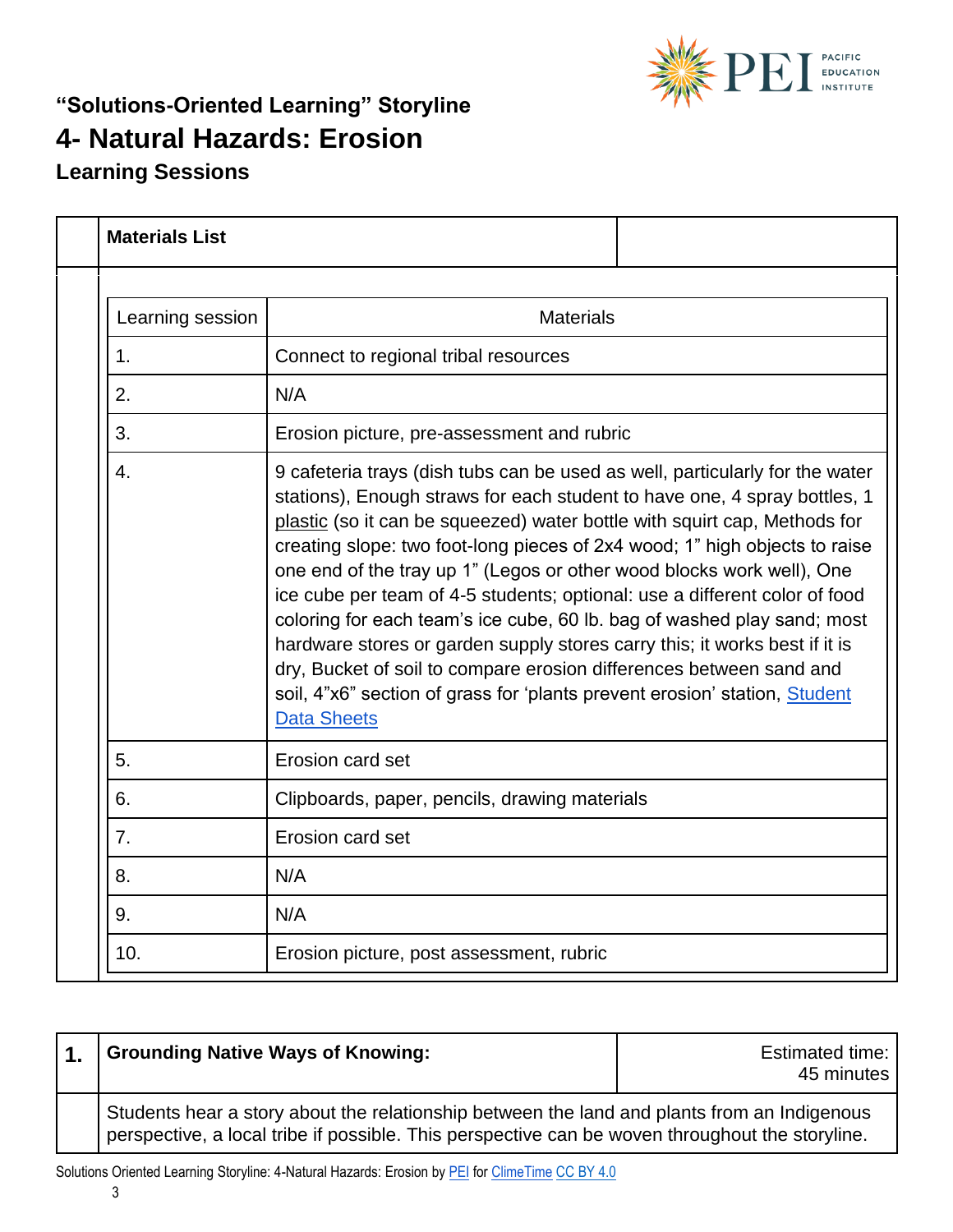**"Solutions-Oriented Learning" Storyline**

# 4- Natural Hazards: Erosion

## Learning Sessions

| | **Materials List** | |
|---|---|---|

| Learning session | Materials |
|---|---|
| 1. | Connect to regional tribal resources |
| 2. | N/A |
| 3. | Erosion picture, pre-assessment and rubric |
| 4. | 9 cafeteria trays (dish tubs can be used as well, particularly for the water stations), Enough straws for each student to have one, 4 spray bottles, 1 plastic (so it can be squeezed) water bottle with squirt cap, Methods for creating slope: two foot-long pieces of 2x4 wood; 1" high objects to raise one end of the tray up 1" (Legos or other wood blocks work well), One ice cube per team of 4-5 students; optional: use a different color of food coloring for each team's ice cube, 60 lb. bag of washed play sand; most hardware stores or garden supply stores carry this; it works best if it is dry, Bucket of soil to compare erosion differences between sand and soil, 4"x6" section of grass for 'plants prevent erosion' station, Student Data Sheets |
| 5. | Erosion card set |
| 6. | Clipboards, paper, pencils, drawing materials |
| 7. | Erosion card set |
| 8. | N/A |
| 9. | N/A |
| 10. | Erosion picture, post assessment, rubric |

| **1.** | **Grounding Native Ways of Knowing:** | Estimated time: 45 minutes |
|---|---|---|
| | Students hear a story about the relationship between the land and plants from an Indigenous perspective, a local tribe if possible. This perspective can be woven throughout the storyline. | |

Solutions Oriented Learning Storyline: 4-Natural Hazards: Erosion by PEI for ClimeTime CC BY 4.0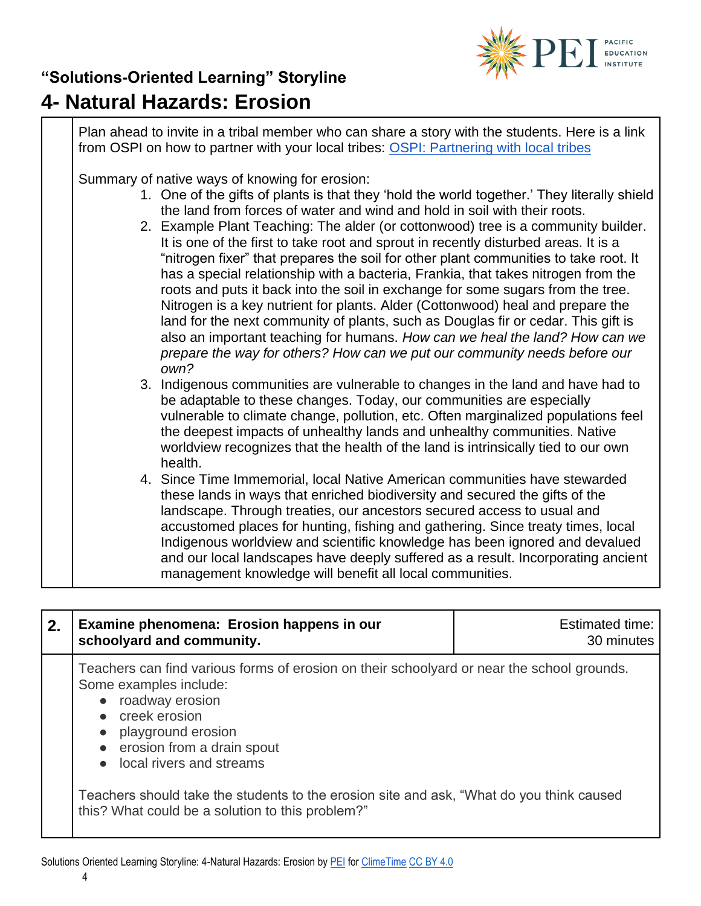## "Solutions-Oriented Learning" Storyline

# 4- Natural Hazards: Erosion

Plan ahead to invite in a tribal member who can share a story with the students. Here is a link from OSPI on how to partner with your local tribes: [OSPI: Partnering with local tribes]()

Summary of native ways of knowing for erosion:

1. One of the gifts of plants is that they 'hold the world together.' They literally shield the land from forces of water and wind and hold in soil with their roots.
2. Example Plant Teaching: The alder (or cottonwood) tree is a community builder. It is one of the first to take root and sprout in recently disturbed areas. It is a "nitrogen fixer" that prepares the soil for other plant communities to take root. It has a special relationship with a bacteria, Frankia, that takes nitrogen from the roots and puts it back into the soil in exchange for some sugars from the tree. Nitrogen is a key nutrient for plants. Alder (Cottonwood) heal and prepare the land for the next community of plants, such as Douglas fir or cedar. This gift is also an important teaching for humans. *How can we heal the land? How can we prepare the way for others? How can we put our community needs before our own?*
3. Indigenous communities are vulnerable to changes in the land and have had to be adaptable to these changes. Today, our communities are especially vulnerable to climate change, pollution, etc. Often marginalized populations feel the deepest impacts of unhealthy lands and unhealthy communities. Native worldview recognizes that the health of the land is intrinsically tied to our own health.
4. Since Time Immemorial, local Native American communities have stewarded these lands in ways that enriched biodiversity and secured the gifts of the landscape. Through treaties, our ancestors secured access to usual and accustomed places for hunting, fishing and gathering. Since treaty times, local Indigenous worldview and scientific knowledge has been ignored and devalued and our local landscapes have deeply suffered as a result. Incorporating ancient management knowledge will benefit all local communities.

| 2. | **Examine phenomena: Erosion happens in our schoolyard and community.** | Estimated time: 30 minutes |
|---|---|---|

Teachers can find various forms of erosion on their schoolyard or near the school grounds. Some examples include:

- roadway erosion
- creek erosion
- playground erosion
- erosion from a drain spout
- local rivers and streams

Teachers should take the students to the erosion site and ask, "What do you think caused this? What could be a solution to this problem?"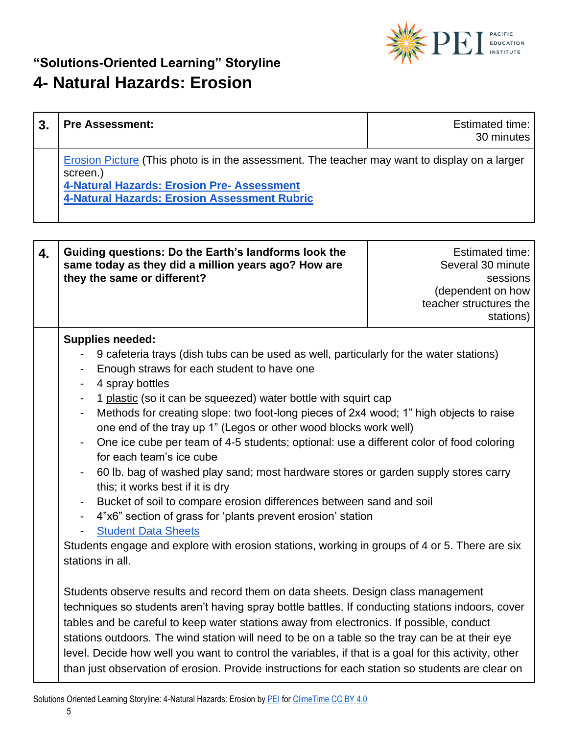## "Solutions-Oriented Learning" Storyline

# 4- Natural Hazards: Erosion

| 3. | **Pre Assessment:** | Estimated time: 30 minutes |
|---|---|---|
| | Erosion Picture (This photo is in the assessment. The teacher may want to display on a larger screen.)<br>**4-Natural Hazards: Erosion Pre- Assessment**<br>**4-Natural Hazards: Erosion Assessment Rubric** | |

| 4. | **Guiding questions: Do the Earth's landforms look the same today as they did a million years ago? How are they the same or different?** | Estimated time: Several 30 minute sessions (dependent on how teacher structures the stations) |
|---|---|---|
| | **Supplies needed:**<br>- 9 cafeteria trays (dish tubs can be used as well, particularly for the water stations)<br>- Enough straws for each student to have one<br>- 4 spray bottles<br>- 1 plastic (so it can be squeezed) water bottle with squirt cap<br>- Methods for creating slope: two foot-long pieces of 2x4 wood; 1" high objects to raise one end of the tray up 1" (Legos or other wood blocks work well)<br>- One ice cube per team of 4-5 students; optional: use a different color of food coloring for each team's ice cube<br>- 60 lb. bag of washed play sand; most hardware stores or garden supply stores carry this; it works best if it is dry<br>- Bucket of soil to compare erosion differences between sand and soil<br>- 4"x6" section of grass for 'plants prevent erosion' station<br>- Student Data Sheets<br><br>Students engage and explore with erosion stations, working in groups of 4 or 5. There are six stations in all.<br><br>Students observe results and record them on data sheets. Design class management techniques so students aren't having spray bottle battles. If conducting stations indoors, cover tables and be careful to keep water stations away from electronics. If possible, conduct stations outdoors. The wind station will need to be on a table so the tray can be at their eye level. Decide how well you want to control the variables, if that is a goal for this activity, other than just observation of erosion. Provide instructions for each station so students are clear on | |

Solutions Oriented Learning Storyline: 4-Natural Hazards: Erosion by PEI for ClimeTime CC BY 4.0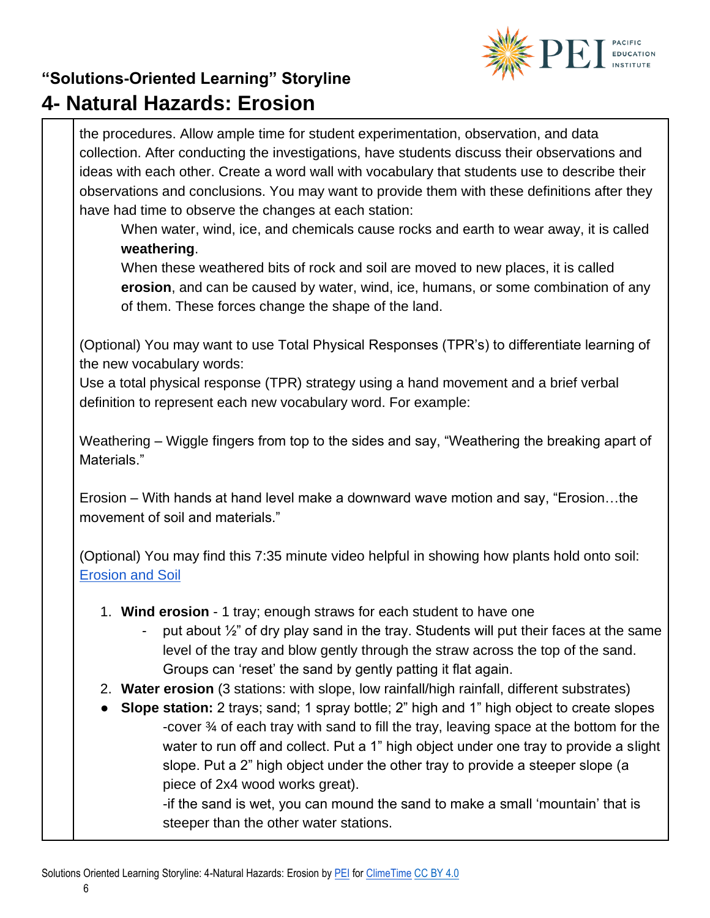the procedures. Allow ample time for student experimentation, observation, and data collection. After conducting the investigations, have students discuss their observations and ideas with each other. Create a word wall with vocabulary that students use to describe their observations and conclusions. You may want to provide them with these definitions after they have had time to observe the changes at each station:

> When water, wind, ice, and chemicals cause rocks and earth to wear away, it is called **weathering**.
>
> When these weathered bits of rock and soil are moved to new places, it is called **erosion**, and can be caused by water, wind, ice, humans, or some combination of any of them. These forces change the shape of the land.

(Optional) You may want to use Total Physical Responses (TPR's) to differentiate learning of the new vocabulary words:
Use a total physical response (TPR) strategy using a hand movement and a brief verbal definition to represent each new vocabulary word. For example:

Weathering – Wiggle fingers from top to the sides and say, "Weathering the breaking apart of Materials."

Erosion – With hands at hand level make a downward wave motion and say, "Erosion…the movement of soil and materials."

(Optional) You may find this 7:35 minute video helpful in showing how plants hold onto soil: [Erosion and Soil]()

1. **Wind erosion** - 1 tray; enough straws for each student to have one
    - put about ½" of dry play sand in the tray. Students will put their faces at the same level of the tray and blow gently through the straw across the top of the sand. Groups can 'reset' the sand by gently patting it flat again.
2. **Water erosion** (3 stations: with slope, low rainfall/high rainfall, different substrates)

- **Slope station:** 2 trays; sand; 1 spray bottle; 2" high and 1" high object to create slopes
  - -cover ¾ of each tray with sand to fill the tray, leaving space at the bottom for the water to run off and collect. Put a 1" high object under one tray to provide a slight slope. Put a 2" high object under the other tray to provide a steeper slope (a piece of 2x4 wood works great).
  - -if the sand is wet, you can mound the sand to make a small 'mountain' that is steeper than the other water stations.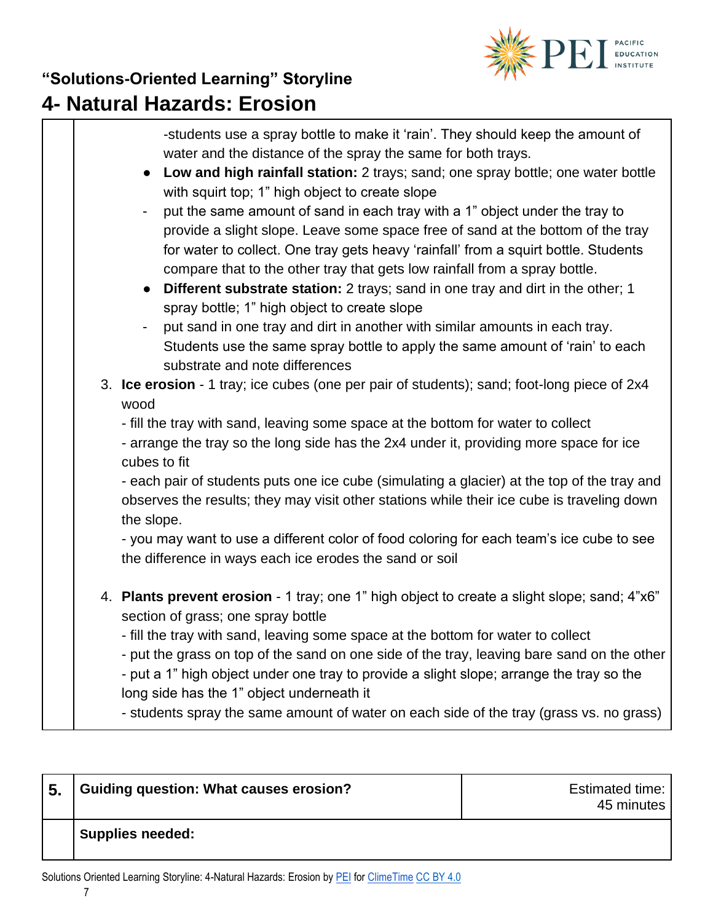-students use a spray bottle to make it 'rain'. They should keep the amount of water and the distance of the spray the same for both trays.

- **Low and high rainfall station:** 2 trays; sand; one spray bottle; one water bottle with squirt top; 1" high object to create slope
  - put the same amount of sand in each tray with a 1" object under the tray to provide a slight slope. Leave some space free of sand at the bottom of the tray for water to collect. One tray gets heavy 'rainfall' from a squirt bottle. Students compare that to the other tray that gets low rainfall from a spray bottle.
- **Different substrate station:** 2 trays; sand in one tray and dirt in the other; 1 spray bottle; 1" high object to create slope
  - put sand in one tray and dirt in another with similar amounts in each tray. Students use the same spray bottle to apply the same amount of 'rain' to each substrate and note differences

3. **Ice erosion** - 1 tray; ice cubes (one per pair of students); sand; foot-long piece of 2x4 wood
   - fill the tray with sand, leaving some space at the bottom for water to collect
   - arrange the tray so the long side has the 2x4 under it, providing more space for ice cubes to fit
   - each pair of students puts one ice cube (simulating a glacier) at the top of the tray and observes the results; they may visit other stations while their ice cube is traveling down the slope.
   - you may want to use a different color of food coloring for each team's ice cube to see the difference in ways each ice erodes the sand or soil

4. **Plants prevent erosion** - 1 tray; one 1" high object to create a slight slope; sand; 4"x6" section of grass; one spray bottle
   - fill the tray with sand, leaving some space at the bottom for water to collect
   - put the grass on top of the sand on one side of the tray, leaving bare sand on the other
   - put a 1" high object under one tray to provide a slight slope; arrange the tray so the long side has the 1" object underneath it
   - students spray the same amount of water on each side of the tray (grass vs. no grass)

| 5. | **Guiding question: What causes erosion?** | Estimated time: 45 minutes |
|---|---|---|
| | **Supplies needed:** | |

Solutions Oriented Learning Storyline: 4-Natural Hazards: Erosion by PEI for ClimeTime CC BY 4.0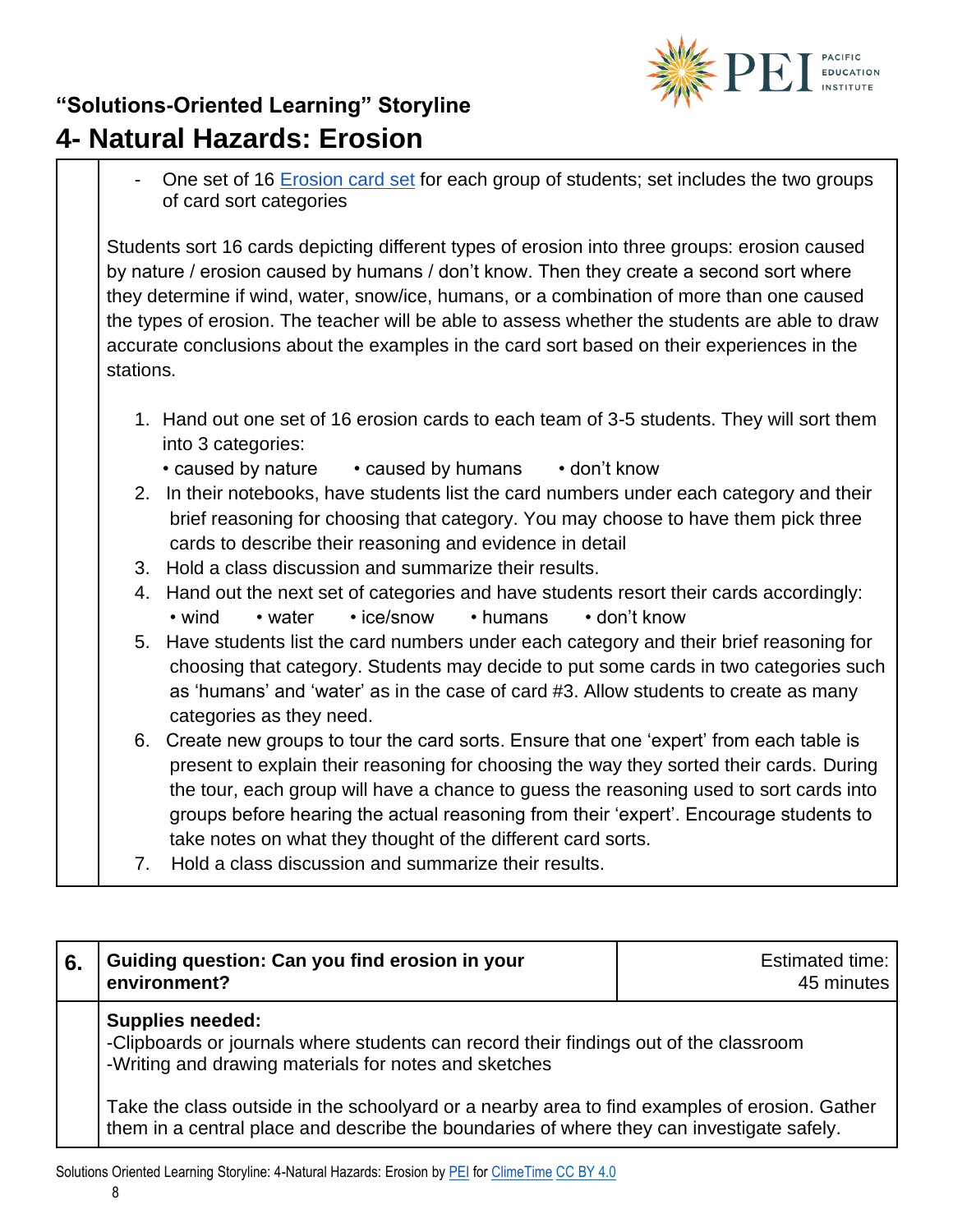- One set of 16 [Erosion card set] for each group of students; set includes the two groups of card sort categories

Students sort 16 cards depicting different types of erosion into three groups: erosion caused by nature / erosion caused by humans / don't know. Then they create a second sort where they determine if wind, water, snow/ice, humans, or a combination of more than one caused the types of erosion. The teacher will be able to assess whether the students are able to draw accurate conclusions about the examples in the card sort based on their experiences in the stations.

1. Hand out one set of 16 erosion cards to each team of 3-5 students. They will sort them into 3 categories:
   • caused by nature • caused by humans • don't know
2. In their notebooks, have students list the card numbers under each category and their brief reasoning for choosing that category. You may choose to have them pick three cards to describe their reasoning and evidence in detail
3. Hold a class discussion and summarize their results.
4. Hand out the next set of categories and have students resort their cards accordingly:
   • wind • water • ice/snow • humans • don't know
5. Have students list the card numbers under each category and their brief reasoning for choosing that category. Students may decide to put some cards in two categories such as 'humans' and 'water' as in the case of card #3. Allow students to create as many categories as they need.
6. Create new groups to tour the card sorts. Ensure that one 'expert' from each table is present to explain their reasoning for choosing the way they sorted their cards. During the tour, each group will have a chance to guess the reasoning used to sort cards into groups before hearing the actual reasoning from their 'expert'. Encourage students to take notes on what they thought of the different card sorts.
7. Hold a class discussion and summarize their results.

| 6. | Guiding question: Can you find erosion in your environment? | Estimated time: 45 minutes |
|---|---|---|
| | **Supplies needed:**<br>-Clipboards or journals where students can record their findings out of the classroom<br>-Writing and drawing materials for notes and sketches<br><br>Take the class outside in the schoolyard or a nearby area to find examples of erosion. Gather them in a central place and describe the boundaries of where they can investigate safely. | |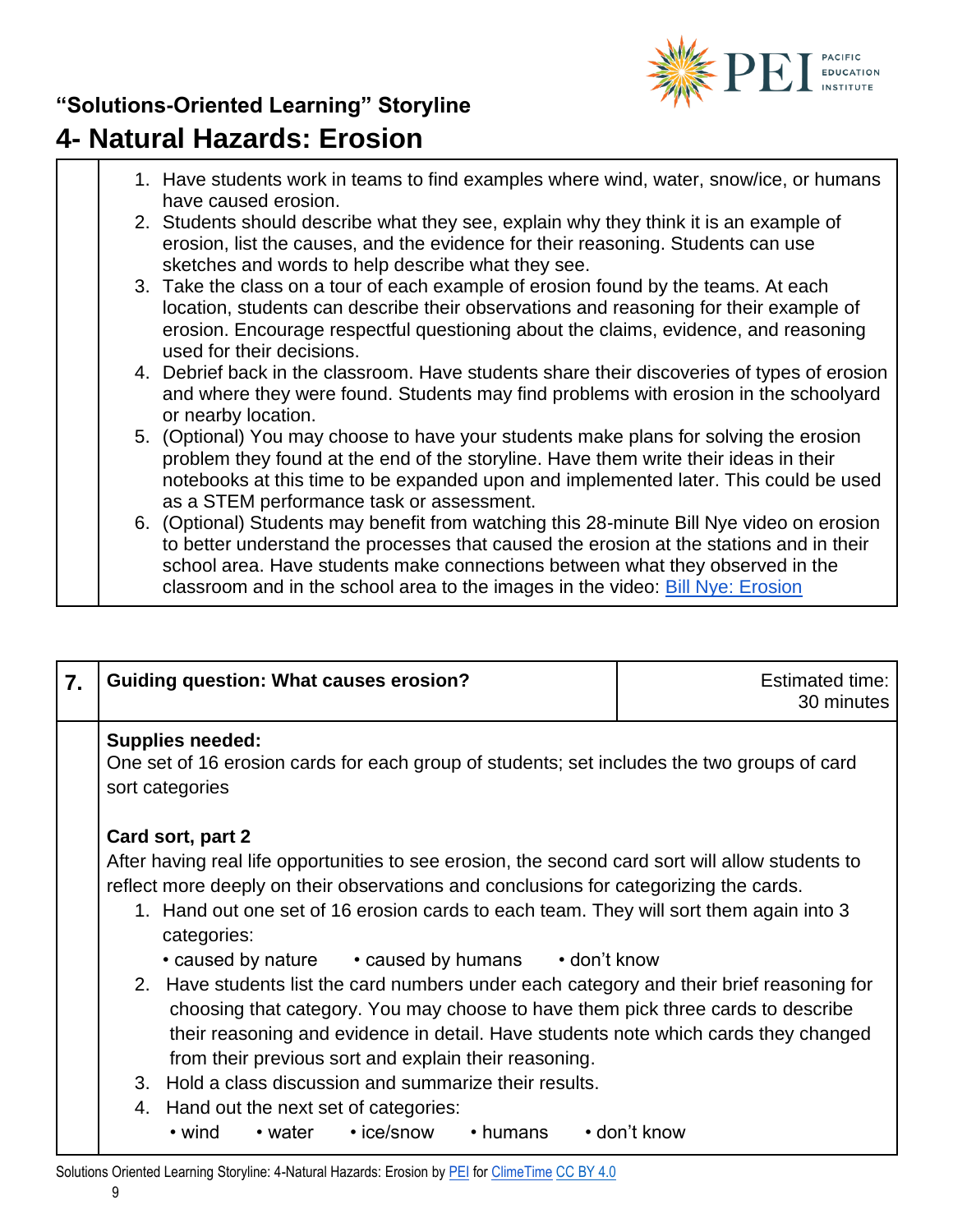## "Solutions-Oriented Learning" Storyline

# 4- Natural Hazards: Erosion

1. Have students work in teams to find examples where wind, water, snow/ice, or humans have caused erosion.
2. Students should describe what they see, explain why they think it is an example of erosion, list the causes, and the evidence for their reasoning. Students can use sketches and words to help describe what they see.
3. Take the class on a tour of each example of erosion found by the teams. At each location, students can describe their observations and reasoning for their example of erosion. Encourage respectful questioning about the claims, evidence, and reasoning used for their decisions.
4. Debrief back in the classroom. Have students share their discoveries of types of erosion and where they were found. Students may find problems with erosion in the schoolyard or nearby location.
5. (Optional) You may choose to have your students make plans for solving the erosion problem they found at the end of the storyline. Have them write their ideas in their notebooks at this time to be expanded upon and implemented later. This could be used as a STEM performance task or assessment.
6. (Optional) Students may benefit from watching this 28-minute Bill Nye video on erosion to better understand the processes that caused the erosion at the stations and in their school area. Have students make connections between what they observed in the classroom and in the school area to the images in the video: [Bill Nye: Erosion]

| 7. | Guiding question: What causes erosion? | Estimated time: 30 minutes |
|---|---|---|

**Supplies needed:**
One set of 16 erosion cards for each group of students; set includes the two groups of card sort categories

**Card sort, part 2**
After having real life opportunities to see erosion, the second card sort will allow students to reflect more deeply on their observations and conclusions for categorizing the cards.

1. Hand out one set of 16 erosion cards to each team. They will sort them again into 3 categories:
   • caused by nature • caused by humans • don't know
2. Have students list the card numbers under each category and their brief reasoning for choosing that category. You may choose to have them pick three cards to describe their reasoning and evidence in detail. Have students note which cards they changed from their previous sort and explain their reasoning.
3. Hold a class discussion and summarize their results.
4. Hand out the next set of categories:
   • wind • water • ice/snow • humans • don't know

Solutions Oriented Learning Storyline: 4-Natural Hazards: Erosion by PEI for ClimeTime CC BY 4.0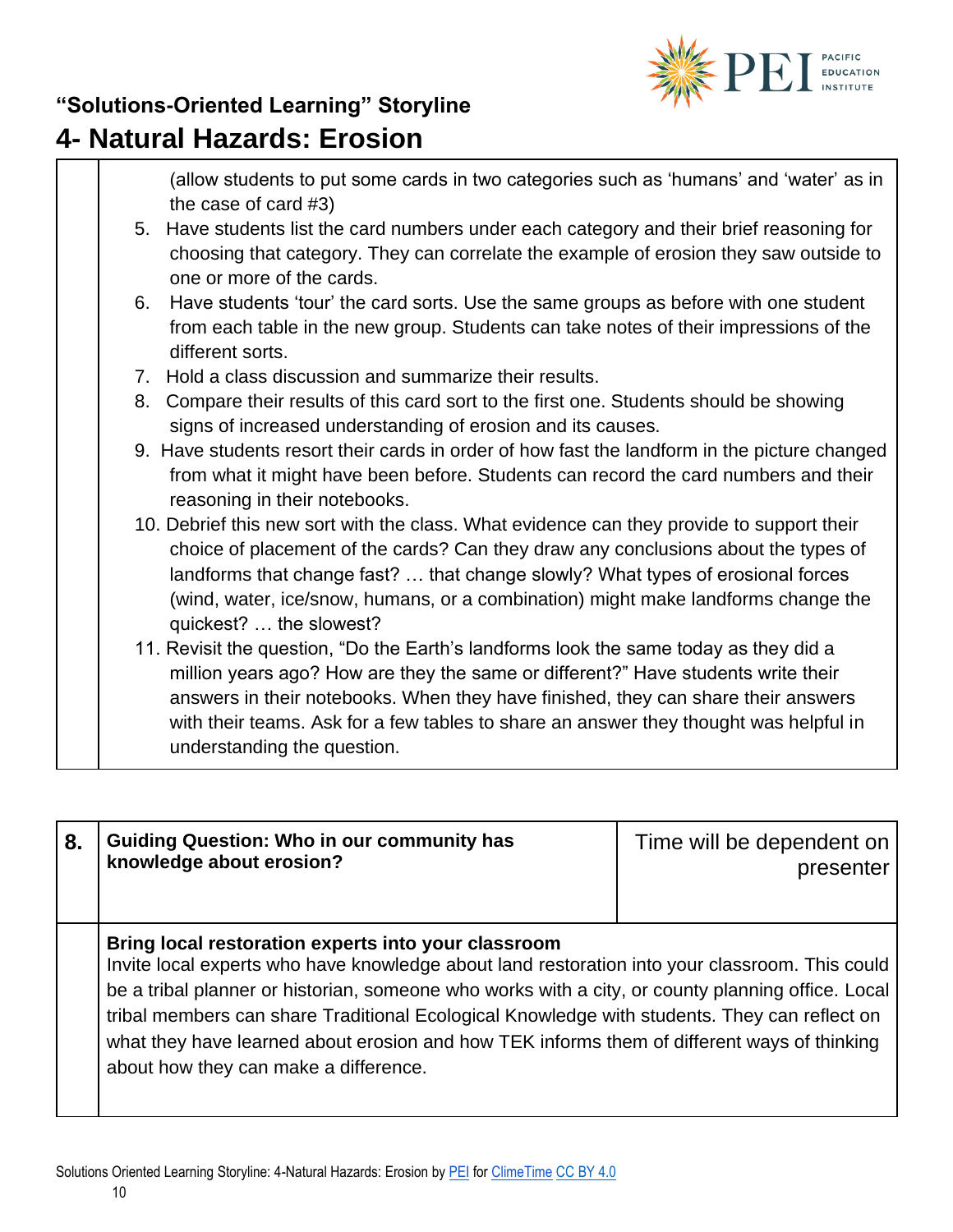## "Solutions-Oriented Learning" Storyline

# 4- Natural Hazards: Erosion

| | |
|---|---|
| | (allow students to put some cards in two categories such as 'humans' and 'water' as in the case of card #3)<br>5. Have students list the card numbers under each category and their brief reasoning for choosing that category. They can correlate the example of erosion they saw outside to one or more of the cards.<br>6. Have students 'tour' the card sorts. Use the same groups as before with one student from each table in the new group. Students can take notes of their impressions of the different sorts.<br>7. Hold a class discussion and summarize their results.<br>8. Compare their results of this card sort to the first one. Students should be showing signs of increased understanding of erosion and its causes.<br>9. Have students resort their cards in order of how fast the landform in the picture changed from what it might have been before. Students can record the card numbers and their reasoning in their notebooks.<br>10. Debrief this new sort with the class. What evidence can they provide to support their choice of placement of the cards? Can they draw any conclusions about the types of landforms that change fast? … that change slowly? What types of erosional forces (wind, water, ice/snow, humans, or a combination) might make landforms change the quickest? … the slowest?<br>11. Revisit the question, "Do the Earth's landforms look the same today as they did a million years ago? How are they the same or different?" Have students write their answers in their notebooks. When they have finished, they can share their answers with their teams. Ask for a few tables to share an answer they thought was helpful in understanding the question. |

| **8.** | **Guiding Question: Who in our community has knowledge about erosion?** | Time will be dependent on presenter |
|---|---|---|
| | **Bring local restoration experts into your classroom**<br>Invite local experts who have knowledge about land restoration into your classroom. This could be a tribal planner or historian, someone who works with a city, or county planning office. Local tribal members can share Traditional Ecological Knowledge with students. They can reflect on what they have learned about erosion and how TEK informs them of different ways of thinking about how they can make a difference. | |

Solutions Oriented Learning Storyline: 4-Natural Hazards: Erosion by PEI for ClimeTime CC BY 4.0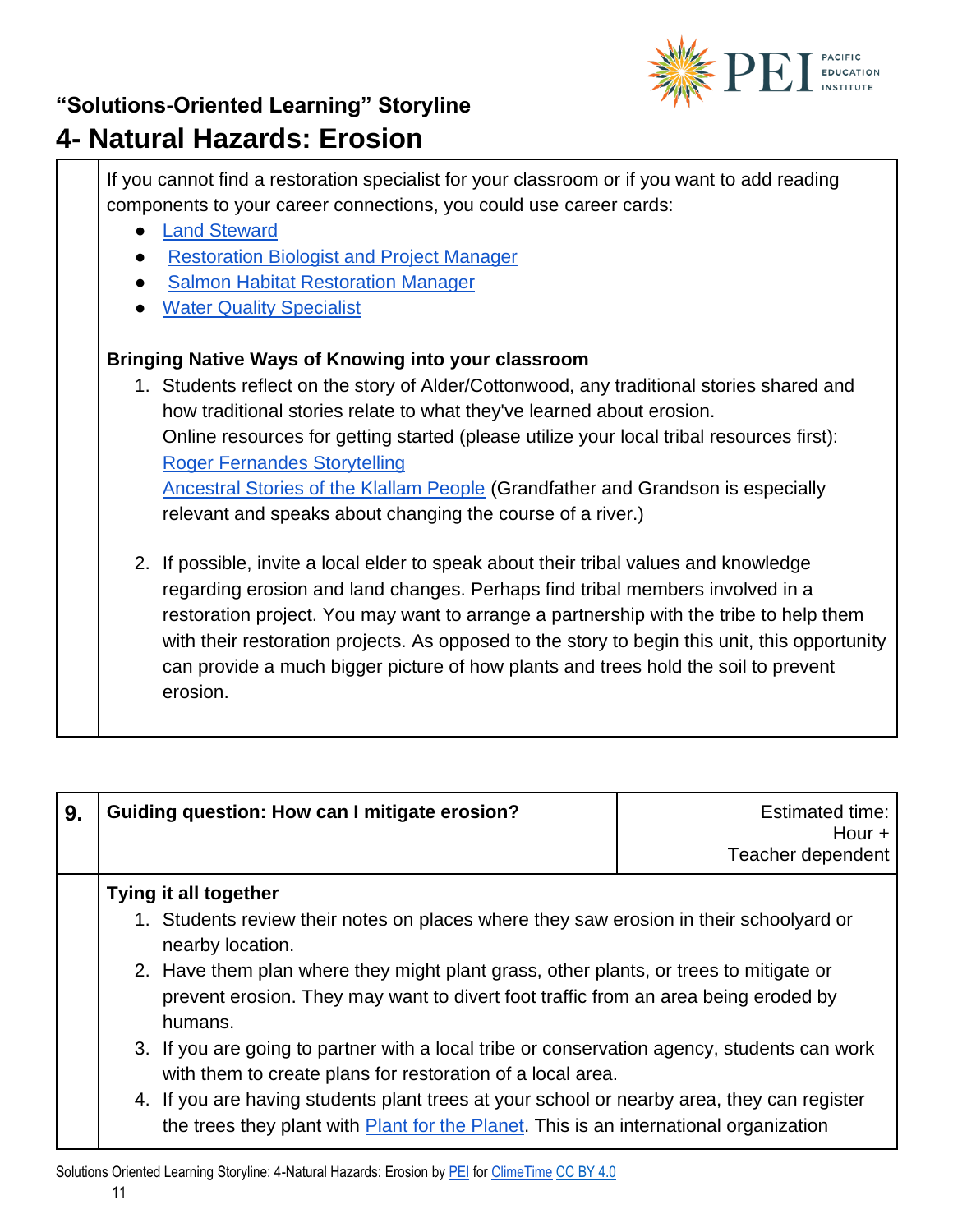If you cannot find a restoration specialist for your classroom or if you want to add reading components to your career connections, you could use career cards:

- Land Steward
- Restoration Biologist and Project Manager
- Salmon Habitat Restoration Manager
- Water Quality Specialist

**Bringing Native Ways of Knowing into your classroom**

1. Students reflect on the story of Alder/Cottonwood, any traditional stories shared and how traditional stories relate to what they've learned about erosion.
   Online resources for getting started (please utilize your local tribal resources first):
   Roger Fernandes Storytelling
   Ancestral Stories of the Klallam People (Grandfather and Grandson is especially relevant and speaks about changing the course of a river.)

2. If possible, invite a local elder to speak about their tribal values and knowledge regarding erosion and land changes. Perhaps find tribal members involved in a restoration project. You may want to arrange a partnership with the tribe to help them with their restoration projects. As opposed to the story to begin this unit, this opportunity can provide a much bigger picture of how plants and trees hold the soil to prevent erosion.

| 9. | Guiding question: How can I mitigate erosion? | Estimated time: Hour + Teacher dependent |
|---|---|---|

**Tying it all together**

1. Students review their notes on places where they saw erosion in their schoolyard or nearby location.
2. Have them plan where they might plant grass, other plants, or trees to mitigate or prevent erosion. They may want to divert foot traffic from an area being eroded by humans.
3. If you are going to partner with a local tribe or conservation agency, students can work with them to create plans for restoration of a local area.
4. If you are having students plant trees at your school or nearby area, they can register the trees they plant with Plant for the Planet. This is an international organization

Solutions Oriented Learning Storyline: 4-Natural Hazards: Erosion by PEI for ClimeTime CC BY 4.0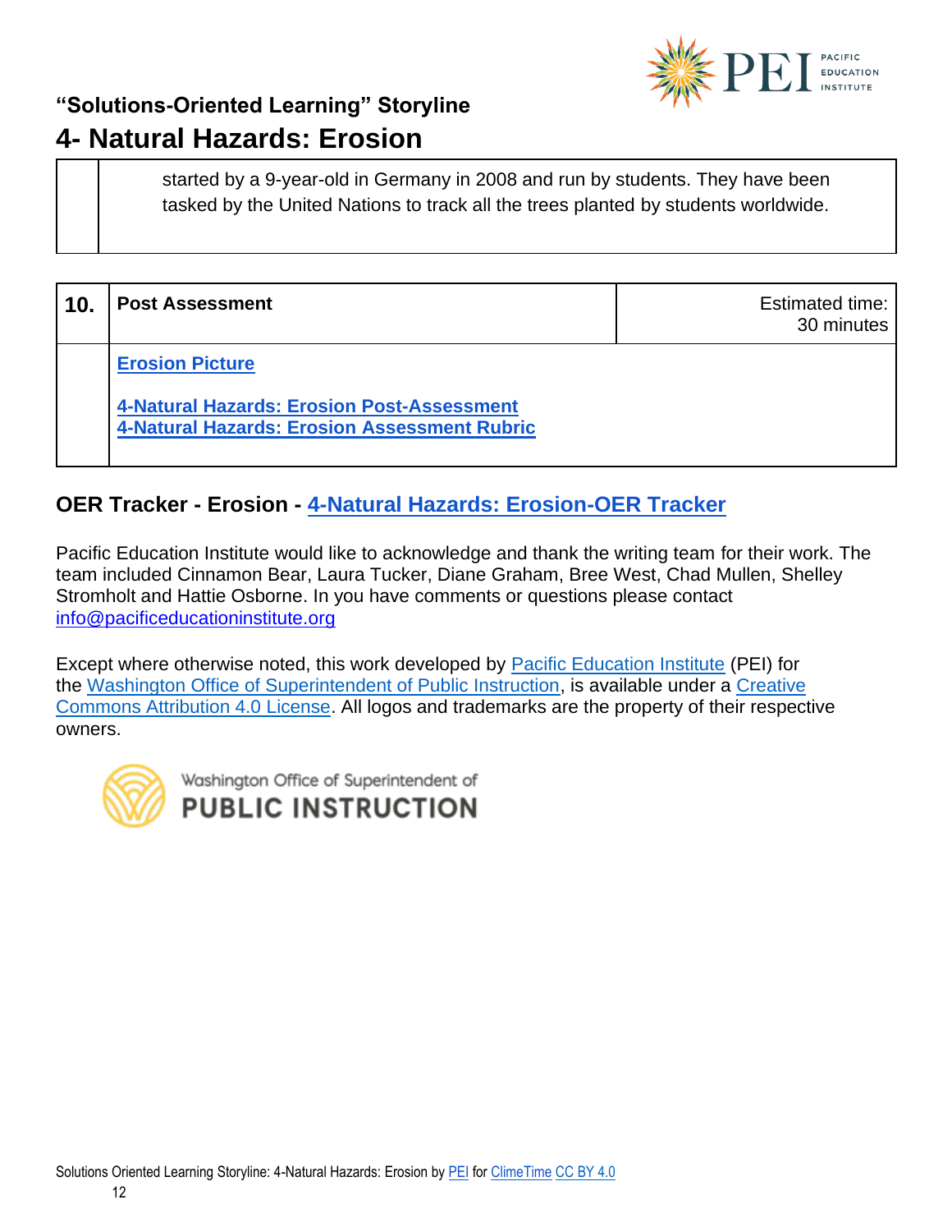| | |
|---|---|
| | started by a 9-year-old in Germany in 2008 and run by students. They have been tasked by the United Nations to track all the trees planted by students worldwide. |

| 10. | Post Assessment | Estimated time: 30 minutes |
|---|---|---|
| | **Erosion Picture**<br><br>**4-Natural Hazards: Erosion Post-Assessment**<br>**4-Natural Hazards: Erosion Assessment Rubric** | |

### OER Tracker - Erosion - 4-Natural Hazards: Erosion-OER Tracker

Pacific Education Institute would like to acknowledge and thank the writing team for their work. The team included Cinnamon Bear, Laura Tucker, Diane Graham, Bree West, Chad Mullen, Shelley Stromholt and Hattie Osborne. In you have comments or questions please contact info@pacificeducationinstitute.org

Except where otherwise noted, this work developed by Pacific Education Institute (PEI) for the Washington Office of Superintendent of Public Instruction, is available under a Creative Commons Attribution 4.0 License. All logos and trademarks are the property of their respective owners.

Washington Office of Superintendent of PUBLIC INSTRUCTION